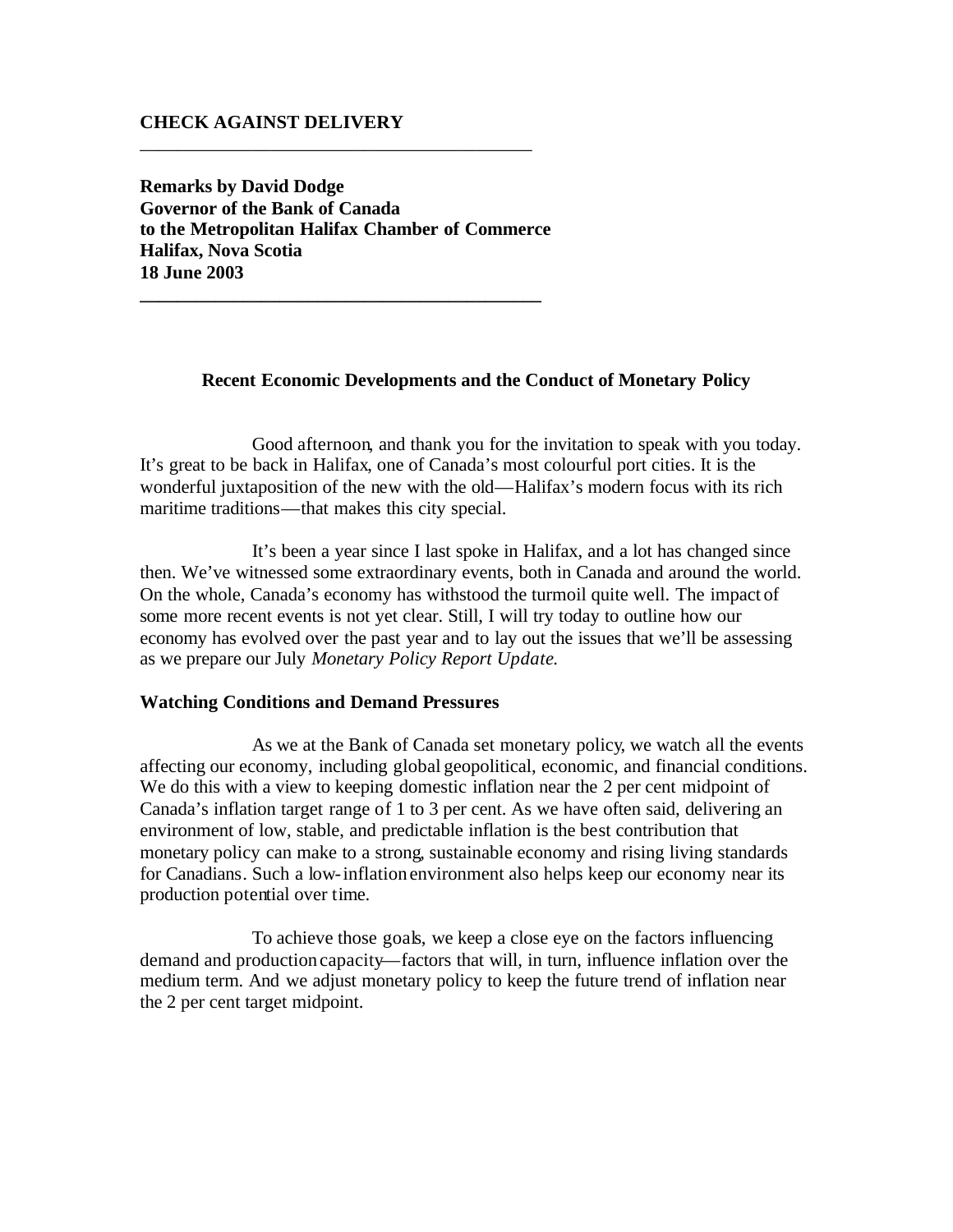**CHECK AGAINST DELIVERY**

---

**Remarks by David Dodge**
**Governor of the Bank of Canada**
**to the Metropolitan Halifax Chamber of Commerce**
**Halifax, Nova Scotia**
**18 June 2003**

---

## Recent Economic Developments and the Conduct of Monetary Policy

Good afternoon, and thank you for the invitation to speak with you today. It's great to be back in Halifax, one of Canada's most colourful port cities. It is the wonderful juxtaposition of the new with the old—Halifax's modern focus with its rich maritime traditions—that makes this city special.

It's been a year since I last spoke in Halifax, and a lot has changed since then. We've witnessed some extraordinary events, both in Canada and around the world. On the whole, Canada's economy has withstood the turmoil quite well. The impact of some more recent events is not yet clear. Still, I will try today to outline how our economy has evolved over the past year and to lay out the issues that we'll be assessing as we prepare our July *Monetary Policy Report Update.*

### Watching Conditions and Demand Pressures

As we at the Bank of Canada set monetary policy, we watch all the events affecting our economy, including global geopolitical, economic, and financial conditions. We do this with a view to keeping domestic inflation near the 2 per cent midpoint of Canada's inflation target range of 1 to 3 per cent. As we have often said, delivering an environment of low, stable, and predictable inflation is the best contribution that monetary policy can make to a strong, sustainable economy and rising living standards for Canadians. Such a low-inflation environment also helps keep our economy near its production potential over time.

To achieve those goals, we keep a close eye on the factors influencing demand and production capacity—factors that will, in turn, influence inflation over the medium term. And we adjust monetary policy to keep the future trend of inflation near the 2 per cent target midpoint.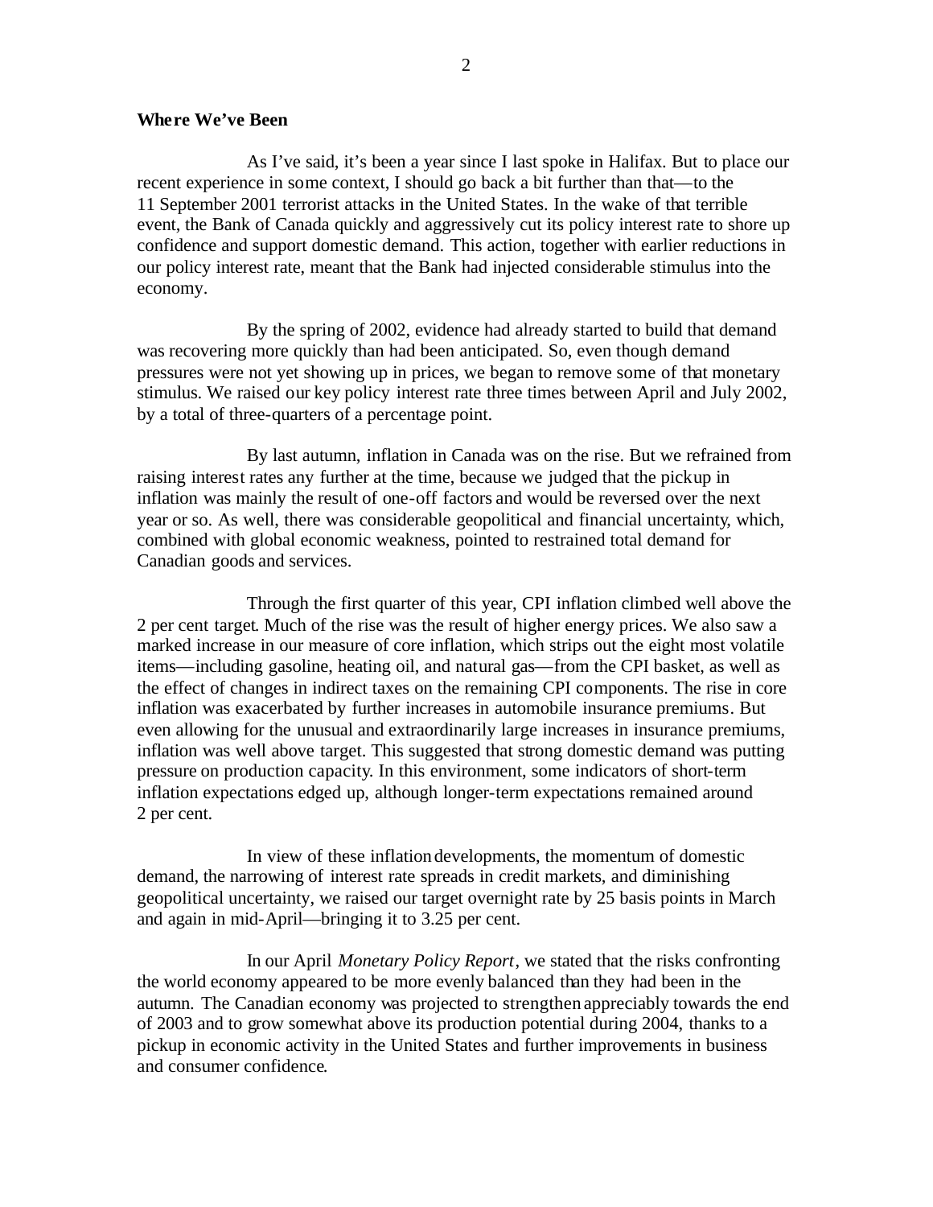**Where We've Been**

As I've said, it's been a year since I last spoke in Halifax. But to place our recent experience in some context, I should go back a bit further than that—to the 11 September 2001 terrorist attacks in the United States. In the wake of that terrible event, the Bank of Canada quickly and aggressively cut its policy interest rate to shore up confidence and support domestic demand. This action, together with earlier reductions in our policy interest rate, meant that the Bank had injected considerable stimulus into the economy.

By the spring of 2002, evidence had already started to build that demand was recovering more quickly than had been anticipated. So, even though demand pressures were not yet showing up in prices, we began to remove some of that monetary stimulus. We raised our key policy interest rate three times between April and July 2002, by a total of three-quarters of a percentage point.

By last autumn, inflation in Canada was on the rise. But we refrained from raising interest rates any further at the time, because we judged that the pickup in inflation was mainly the result of one-off factors and would be reversed over the next year or so. As well, there was considerable geopolitical and financial uncertainty, which, combined with global economic weakness, pointed to restrained total demand for Canadian goods and services.

Through the first quarter of this year, CPI inflation climbed well above the 2 per cent target. Much of the rise was the result of higher energy prices. We also saw a marked increase in our measure of core inflation, which strips out the eight most volatile items—including gasoline, heating oil, and natural gas—from the CPI basket, as well as the effect of changes in indirect taxes on the remaining CPI components. The rise in core inflation was exacerbated by further increases in automobile insurance premiums. But even allowing for the unusual and extraordinarily large increases in insurance premiums, inflation was well above target. This suggested that strong domestic demand was putting pressure on production capacity. In this environment, some indicators of short-term inflation expectations edged up, although longer-term expectations remained around 2 per cent.

In view of these inflation developments, the momentum of domestic demand, the narrowing of interest rate spreads in credit markets, and diminishing geopolitical uncertainty, we raised our target overnight rate by 25 basis points in March and again in mid-April—bringing it to 3.25 per cent.

In our April *Monetary Policy Report*, we stated that the risks confronting the world economy appeared to be more evenly balanced than they had been in the autumn. The Canadian economy was projected to strengthen appreciably towards the end of 2003 and to grow somewhat above its production potential during 2004, thanks to a pickup in economic activity in the United States and further improvements in business and consumer confidence.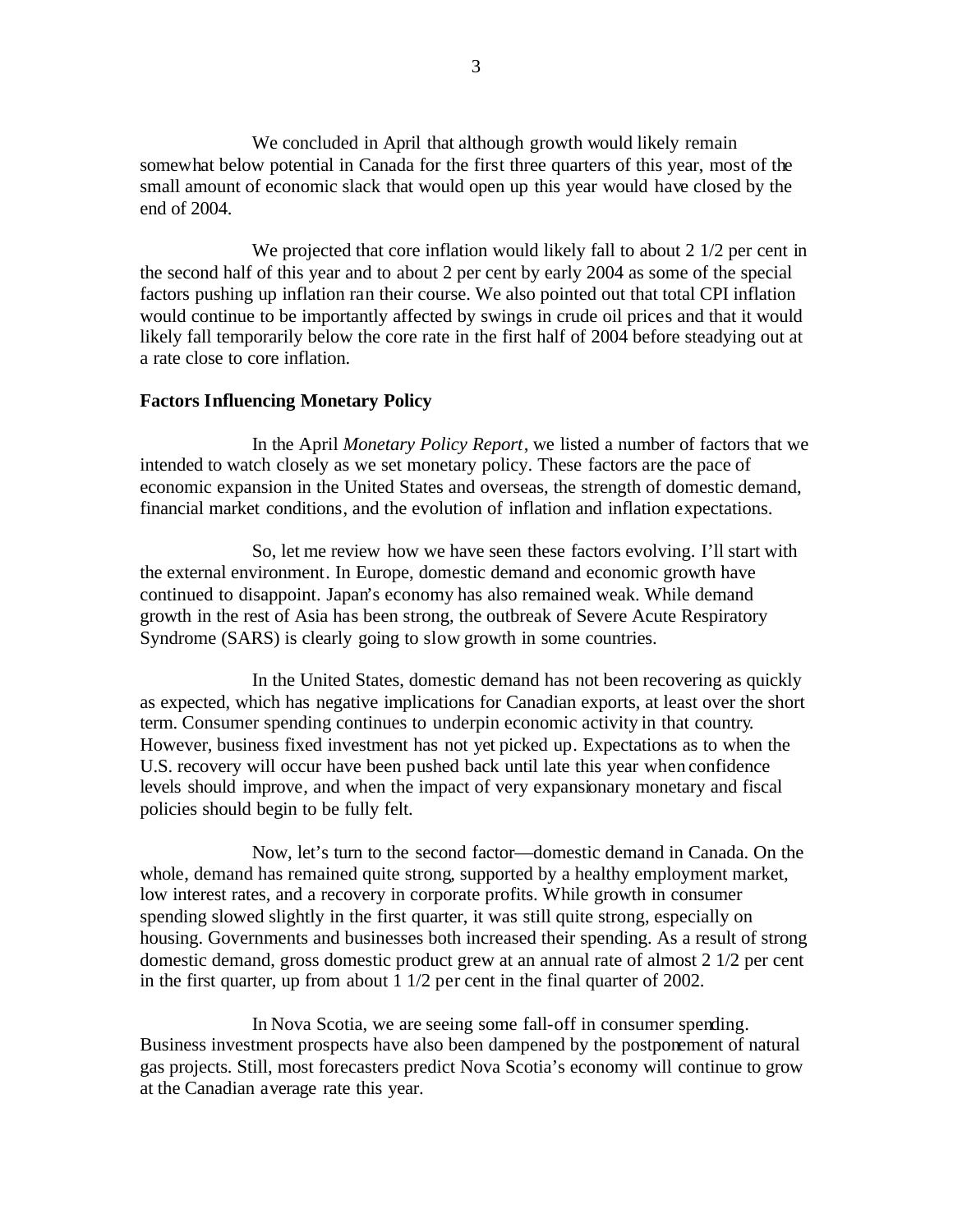We concluded in April that although growth would likely remain somewhat below potential in Canada for the first three quarters of this year, most of the small amount of economic slack that would open up this year would have closed by the end of 2004.

We projected that core inflation would likely fall to about 2 1/2 per cent in the second half of this year and to about 2 per cent by early 2004 as some of the special factors pushing up inflation ran their course. We also pointed out that total CPI inflation would continue to be importantly affected by swings in crude oil prices and that it would likely fall temporarily below the core rate in the first half of 2004 before steadying out at a rate close to core inflation.

**Factors Influencing Monetary Policy**

In the April *Monetary Policy Report*, we listed a number of factors that we intended to watch closely as we set monetary policy. These factors are the pace of economic expansion in the United States and overseas, the strength of domestic demand, financial market conditions, and the evolution of inflation and inflation expectations.

So, let me review how we have seen these factors evolving. I'll start with the external environment. In Europe, domestic demand and economic growth have continued to disappoint. Japan's economy has also remained weak. While demand growth in the rest of Asia has been strong, the outbreak of Severe Acute Respiratory Syndrome (SARS) is clearly going to slow growth in some countries.

In the United States, domestic demand has not been recovering as quickly as expected, which has negative implications for Canadian exports, at least over the short term. Consumer spending continues to underpin economic activity in that country. However, business fixed investment has not yet picked up. Expectations as to when the U.S. recovery will occur have been pushed back until late this year when confidence levels should improve, and when the impact of very expansionary monetary and fiscal policies should begin to be fully felt.

Now, let's turn to the second factor—domestic demand in Canada. On the whole, demand has remained quite strong, supported by a healthy employment market, low interest rates, and a recovery in corporate profits. While growth in consumer spending slowed slightly in the first quarter, it was still quite strong, especially on housing. Governments and businesses both increased their spending. As a result of strong domestic demand, gross domestic product grew at an annual rate of almost 2 1/2 per cent in the first quarter, up from about 1 1/2 per cent in the final quarter of 2002.

In Nova Scotia, we are seeing some fall-off in consumer spending. Business investment prospects have also been dampened by the postponement of natural gas projects. Still, most forecasters predict Nova Scotia's economy will continue to grow at the Canadian average rate this year.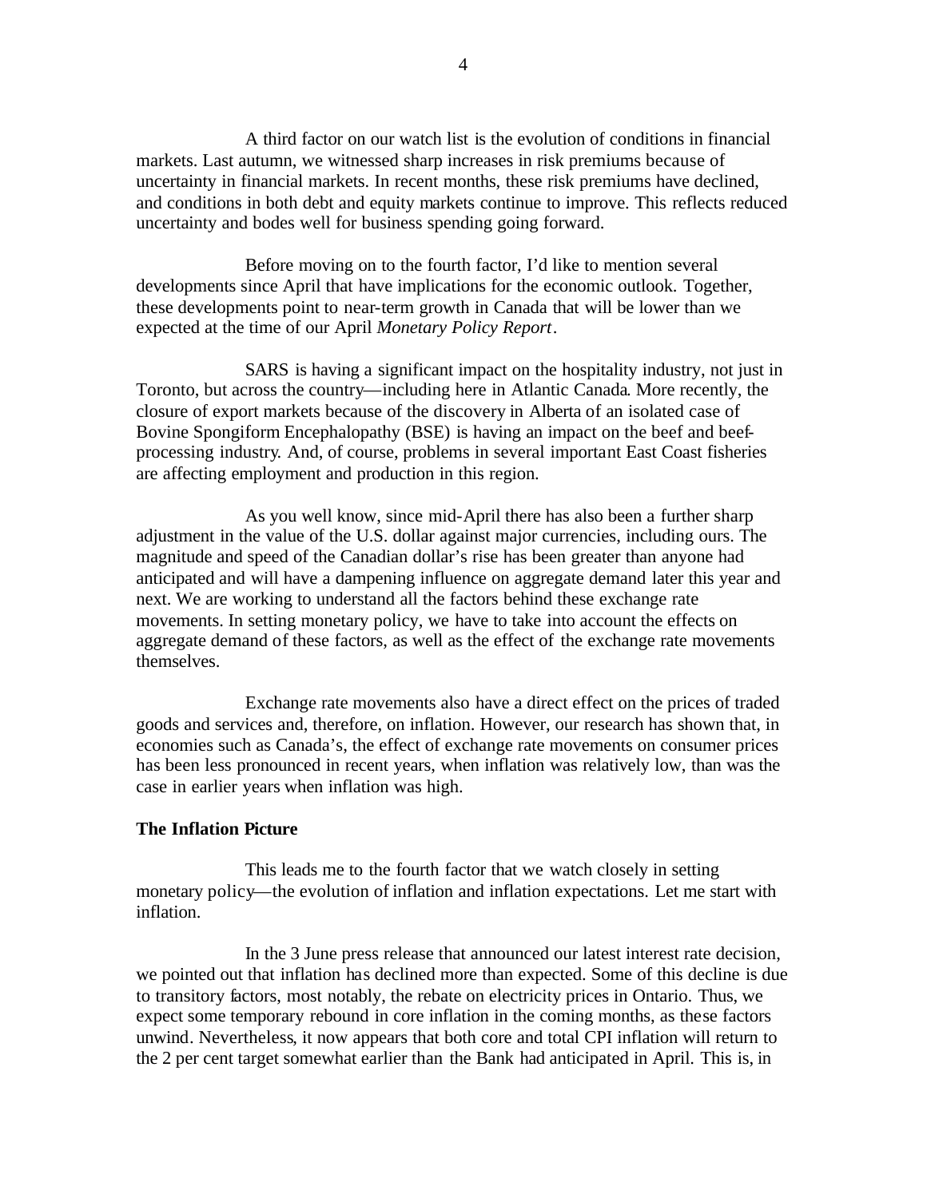A third factor on our watch list is the evolution of conditions in financial markets. Last autumn, we witnessed sharp increases in risk premiums because of uncertainty in financial markets. In recent months, these risk premiums have declined, and conditions in both debt and equity markets continue to improve. This reflects reduced uncertainty and bodes well for business spending going forward.

Before moving on to the fourth factor, I'd like to mention several developments since April that have implications for the economic outlook. Together, these developments point to near-term growth in Canada that will be lower than we expected at the time of our April *Monetary Policy Report*.

SARS is having a significant impact on the hospitality industry, not just in Toronto, but across the country—including here in Atlantic Canada. More recently, the closure of export markets because of the discovery in Alberta of an isolated case of Bovine Spongiform Encephalopathy (BSE) is having an impact on the beef and beef-processing industry. And, of course, problems in several important East Coast fisheries are affecting employment and production in this region.

As you well know, since mid-April there has also been a further sharp adjustment in the value of the U.S. dollar against major currencies, including ours. The magnitude and speed of the Canadian dollar's rise has been greater than anyone had anticipated and will have a dampening influence on aggregate demand later this year and next. We are working to understand all the factors behind these exchange rate movements. In setting monetary policy, we have to take into account the effects on aggregate demand of these factors, as well as the effect of the exchange rate movements themselves.

Exchange rate movements also have a direct effect on the prices of traded goods and services and, therefore, on inflation. However, our research has shown that, in economies such as Canada's, the effect of exchange rate movements on consumer prices has been less pronounced in recent years, when inflation was relatively low, than was the case in earlier years when inflation was high.

**The Inflation Picture**

This leads me to the fourth factor that we watch closely in setting monetary policy—the evolution of inflation and inflation expectations. Let me start with inflation.

In the 3 June press release that announced our latest interest rate decision, we pointed out that inflation has declined more than expected. Some of this decline is due to transitory factors, most notably, the rebate on electricity prices in Ontario. Thus, we expect some temporary rebound in core inflation in the coming months, as these factors unwind. Nevertheless, it now appears that both core and total CPI inflation will return to the 2 per cent target somewhat earlier than the Bank had anticipated in April. This is, in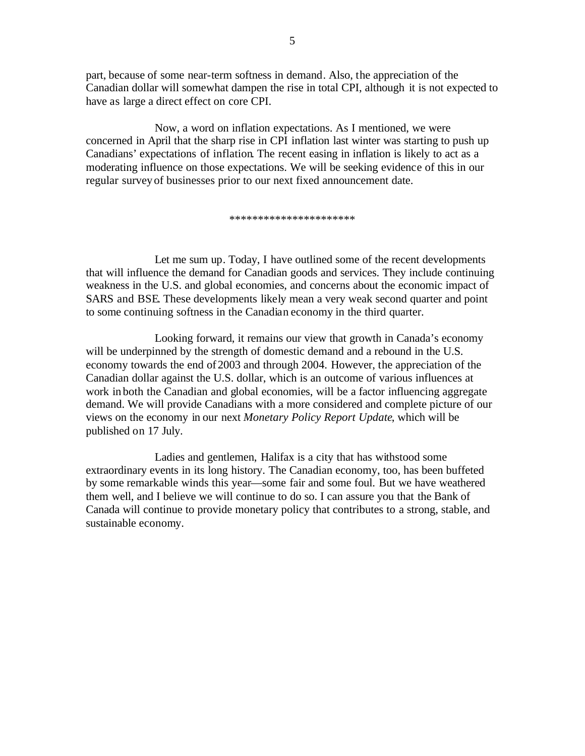part, because of some near-term softness in demand. Also, the appreciation of the Canadian dollar will somewhat dampen the rise in total CPI, although it is not expected to have as large a direct effect on core CPI.

Now, a word on inflation expectations. As I mentioned, we were concerned in April that the sharp rise in CPI inflation last winter was starting to push up Canadians' expectations of inflation. The recent easing in inflation is likely to act as a moderating influence on those expectations. We will be seeking evidence of this in our regular survey of businesses prior to our next fixed announcement date.

*********************

Let me sum up. Today, I have outlined some of the recent developments that will influence the demand for Canadian goods and services. They include continuing weakness in the U.S. and global economies, and concerns about the economic impact of SARS and BSE. These developments likely mean a very weak second quarter and point to some continuing softness in the Canadian economy in the third quarter.

Looking forward, it remains our view that growth in Canada's economy will be underpinned by the strength of domestic demand and a rebound in the U.S. economy towards the end of 2003 and through 2004. However, the appreciation of the Canadian dollar against the U.S. dollar, which is an outcome of various influences at work in both the Canadian and global economies, will be a factor influencing aggregate demand. We will provide Canadians with a more considered and complete picture of our views on the economy in our next *Monetary Policy Report Update*, which will be published on 17 July.

Ladies and gentlemen, Halifax is a city that has withstood some extraordinary events in its long history. The Canadian economy, too, has been buffeted by some remarkable winds this year—some fair and some foul. But we have weathered them well, and I believe we will continue to do so. I can assure you that the Bank of Canada will continue to provide monetary policy that contributes to a strong, stable, and sustainable economy.